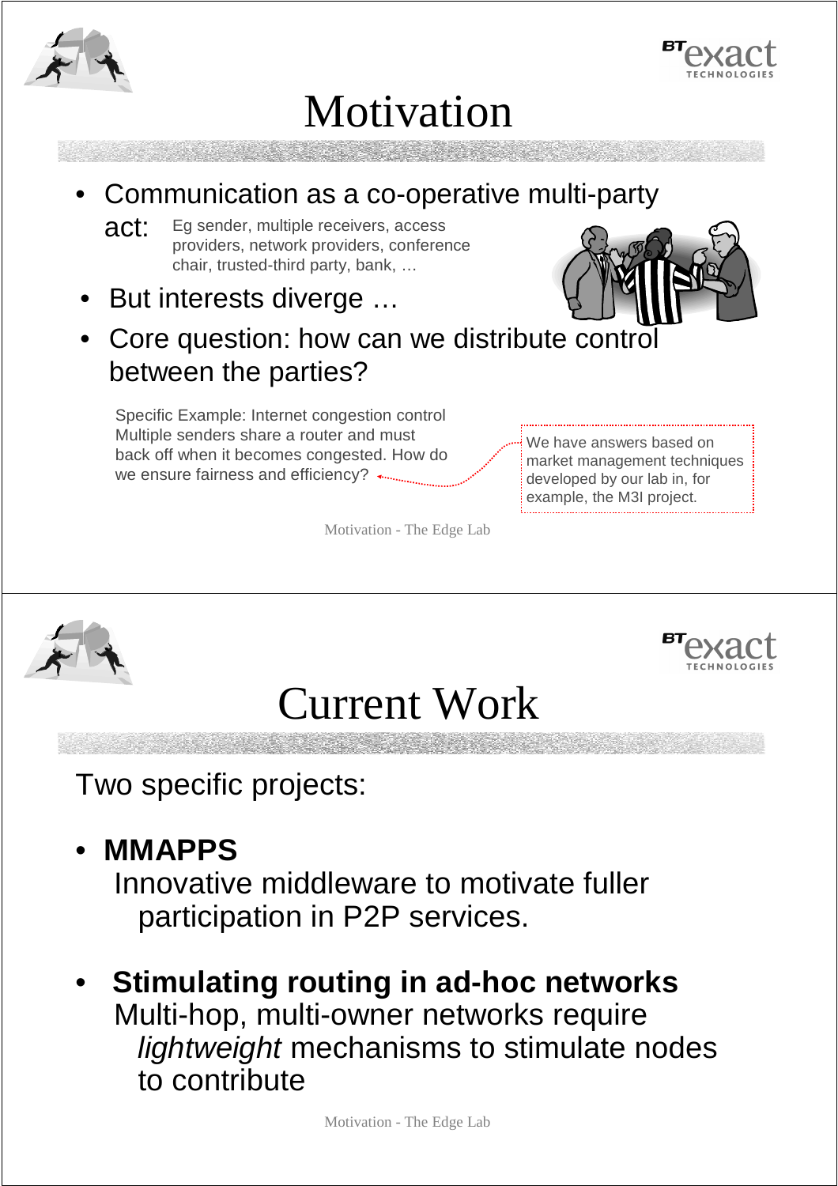# Motivation

- Communication as a co-operative multi-party act: Eg sender, multiple receivers, access providers, network providers, conference chair, trusted-third party, bank, …
- But interests diverge …
- Core question: how can we distribute control between the parties?

Specific Example: Internet congestion control
Multiple senders share a router and must back off when it becomes congested. How do we ensure fairness and efficiency?

We have answers based on market management techniques developed by our lab in, for example, the M3I project.

# Current Work

Two specific projects:

- **MMAPPS**
  Innovative middleware to motivate fuller participation in P2P services.

- **Stimulating routing in ad-hoc networks**
  Multi-hop, multi-owner networks require *lightweight* mechanisms to stimulate nodes to contribute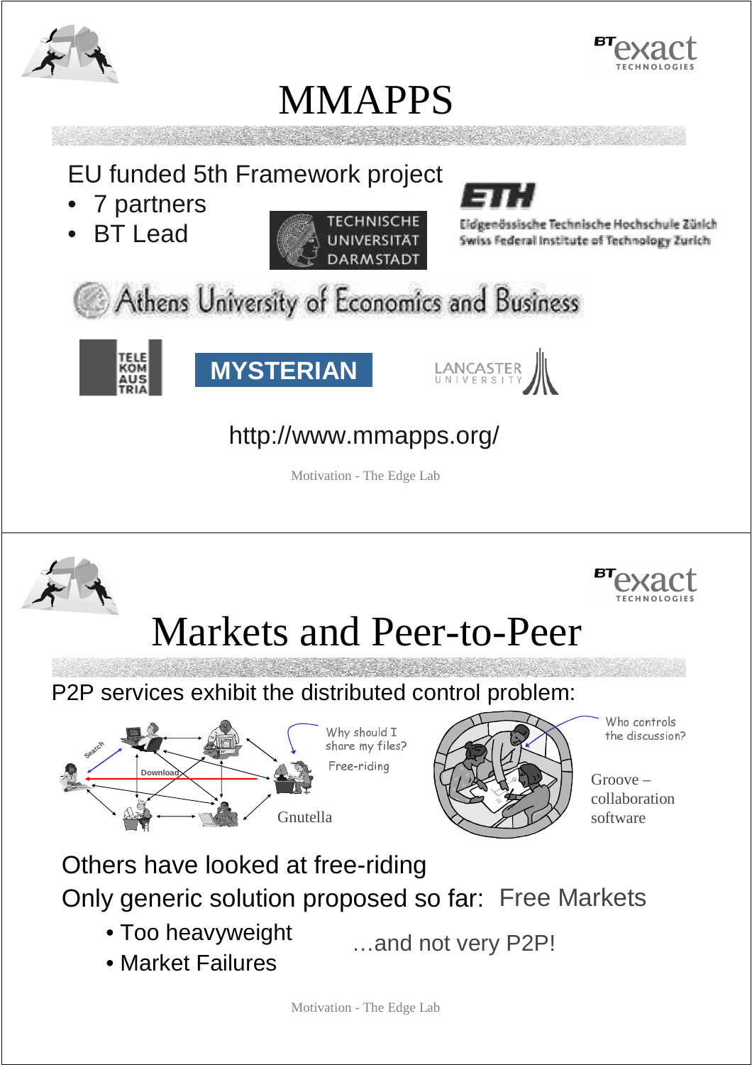# MMAPPS

EU funded 5th Framework project

- 7 partners
- BT Lead

TECHNISCHE UNIVERSITÄT DARMSTADT

ETH Eidgenössische Technische Hochschule Zürich Swiss Federal Institute of Technology Zurich

Athens University of Economics and Business

TELEKOM AUSTRIA

MYSTERIAN

LANCASTER UNIVERSITY

http://www.mmapps.org/

# Markets and Peer-to-Peer

P2P services exhibit the distributed control problem:

Search

Download

Why should I share my files?

Free-riding

Gnutella

Who controls the discussion?

Groove – collaboration software

Others have looked at free-riding

Only generic solution proposed so far: Free Markets

- Too heavyweight
- Market Failures

…and not very P2P!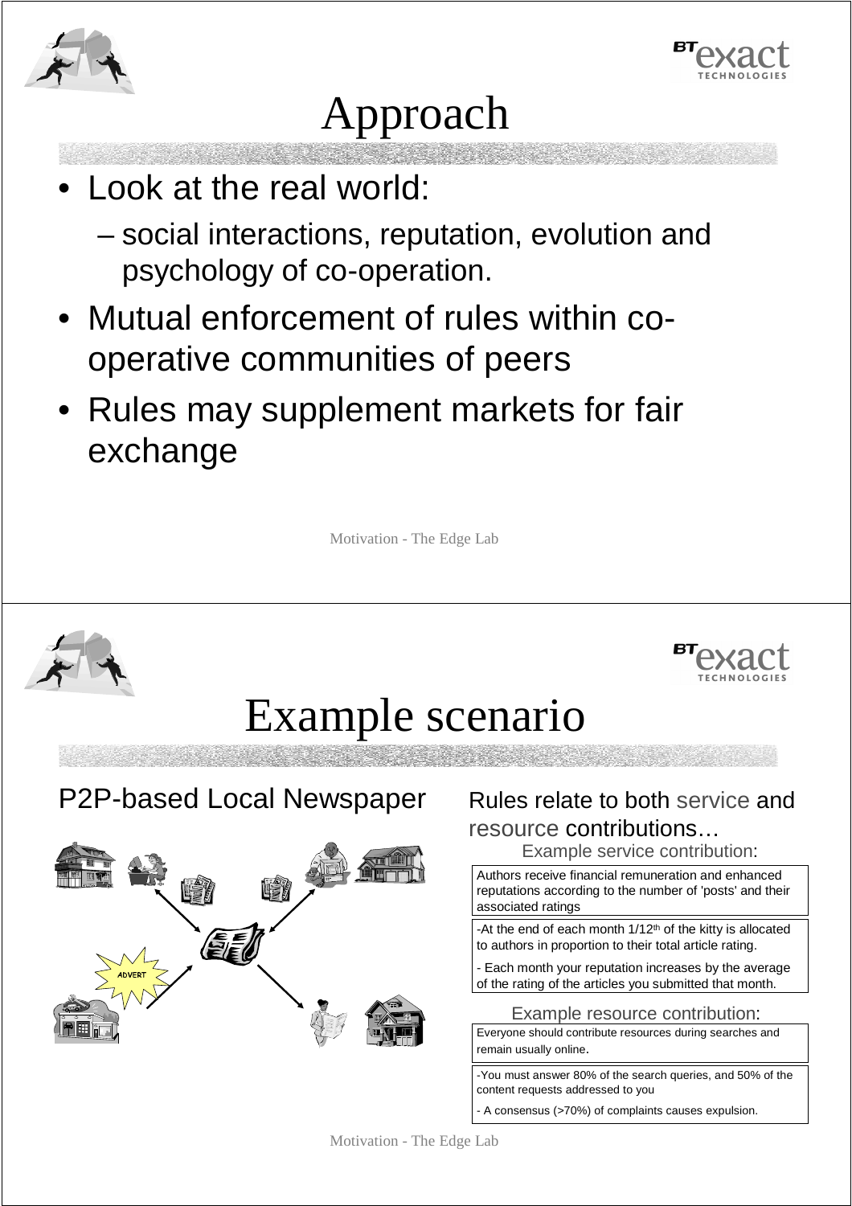# Approach

- Look at the real world:
  - social interactions, reputation, evolution and psychology of co-operation.
- Mutual enforcement of rules within co-operative communities of peers
- Rules may supplement markets for fair exchange

# Example scenario

## P2P-based Local Newspaper

ADVERT

## Rules relate to both service and resource contributions…

### Example service contribution:

Authors receive financial remuneration and enhanced reputations according to the number of 'posts' and their associated ratings

-At the end of each month 1/12th of the kitty is allocated to authors in proportion to their total article rating.

- Each month your reputation increases by the average of the rating of the articles you submitted that month.

### Example resource contribution:

Everyone should contribute resources during searches and remain usually online.

-You must answer 80% of the search queries, and 50% of the content requests addressed to you

- A consensus (>70%) of complaints causes expulsion.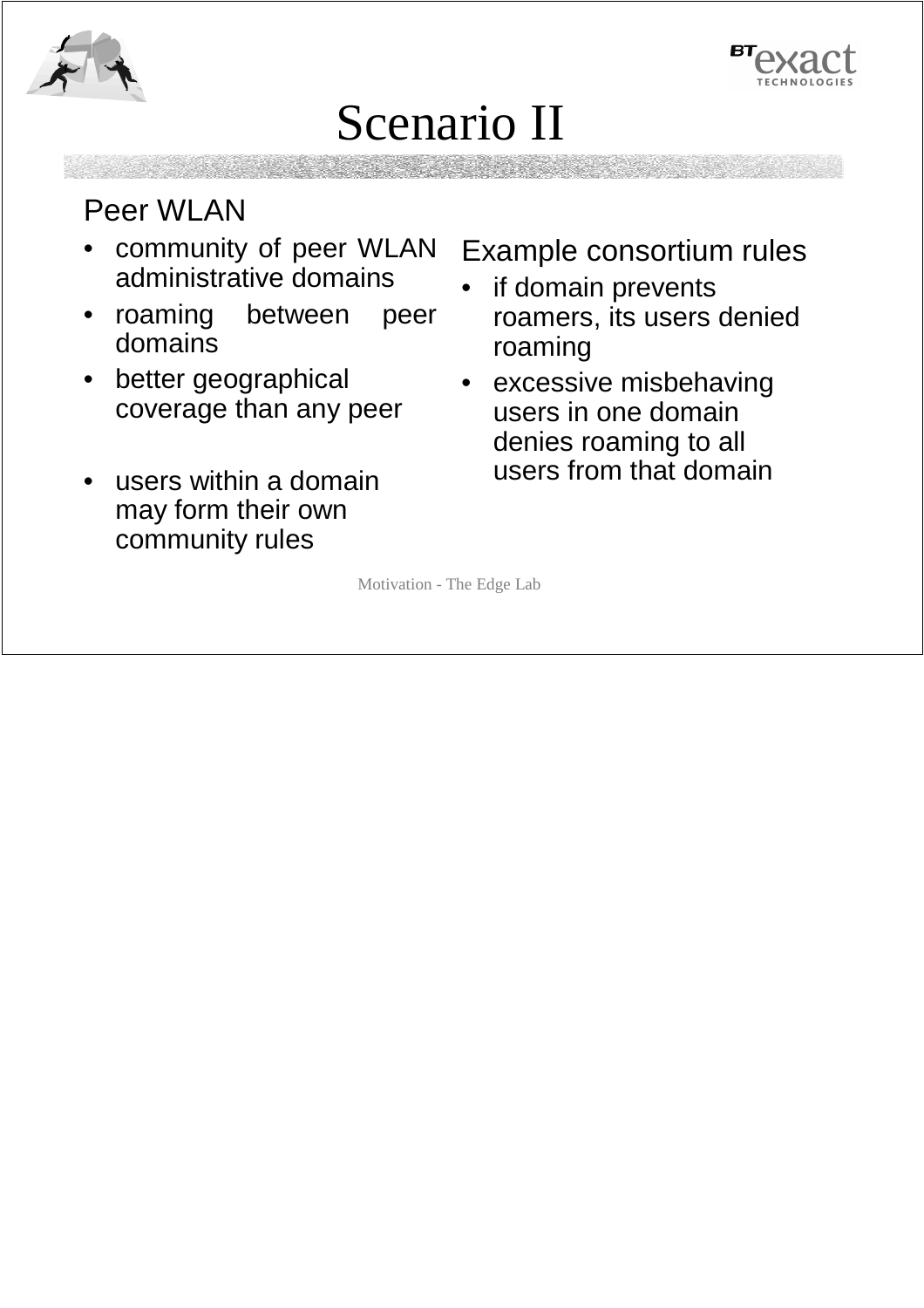# Scenario II

## Peer WLAN

- community of peer WLAN administrative domains
- roaming between peer domains
- better geographical coverage than any peer
- users within a domain may form their own community rules

## Example consortium rules

- if domain prevents roamers, its users denied roaming
- excessive misbehaving users in one domain denies roaming to all users from that domain